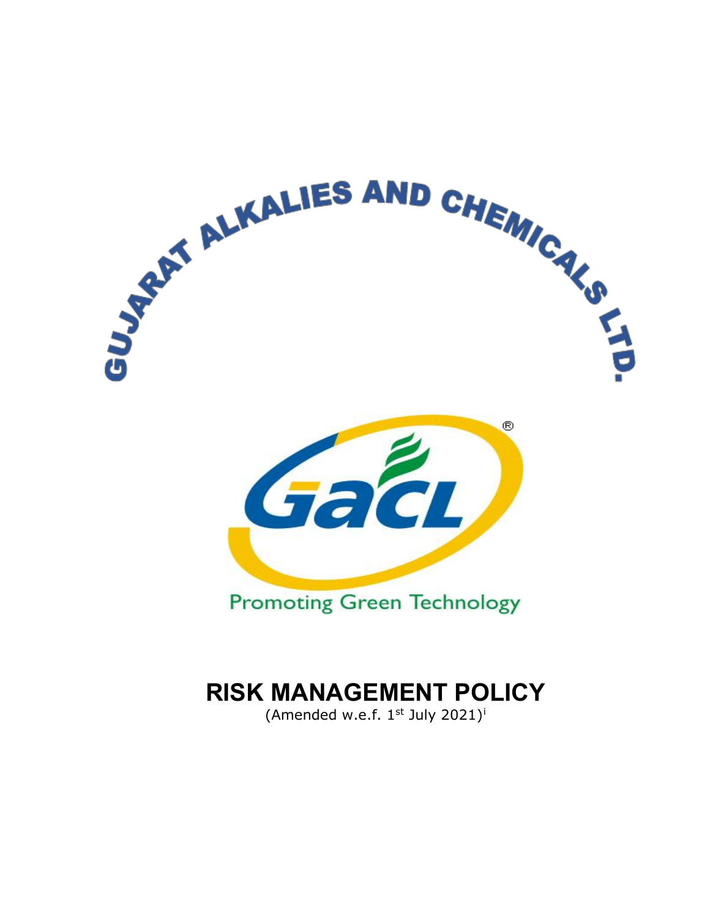GUJARAT ALKALIES AND CHEMICALS LTD.

GACL

Promoting Green Technology

# RISK MANAGEMENT POLICY

(Amended w.e.f. 1st July 2021)[i]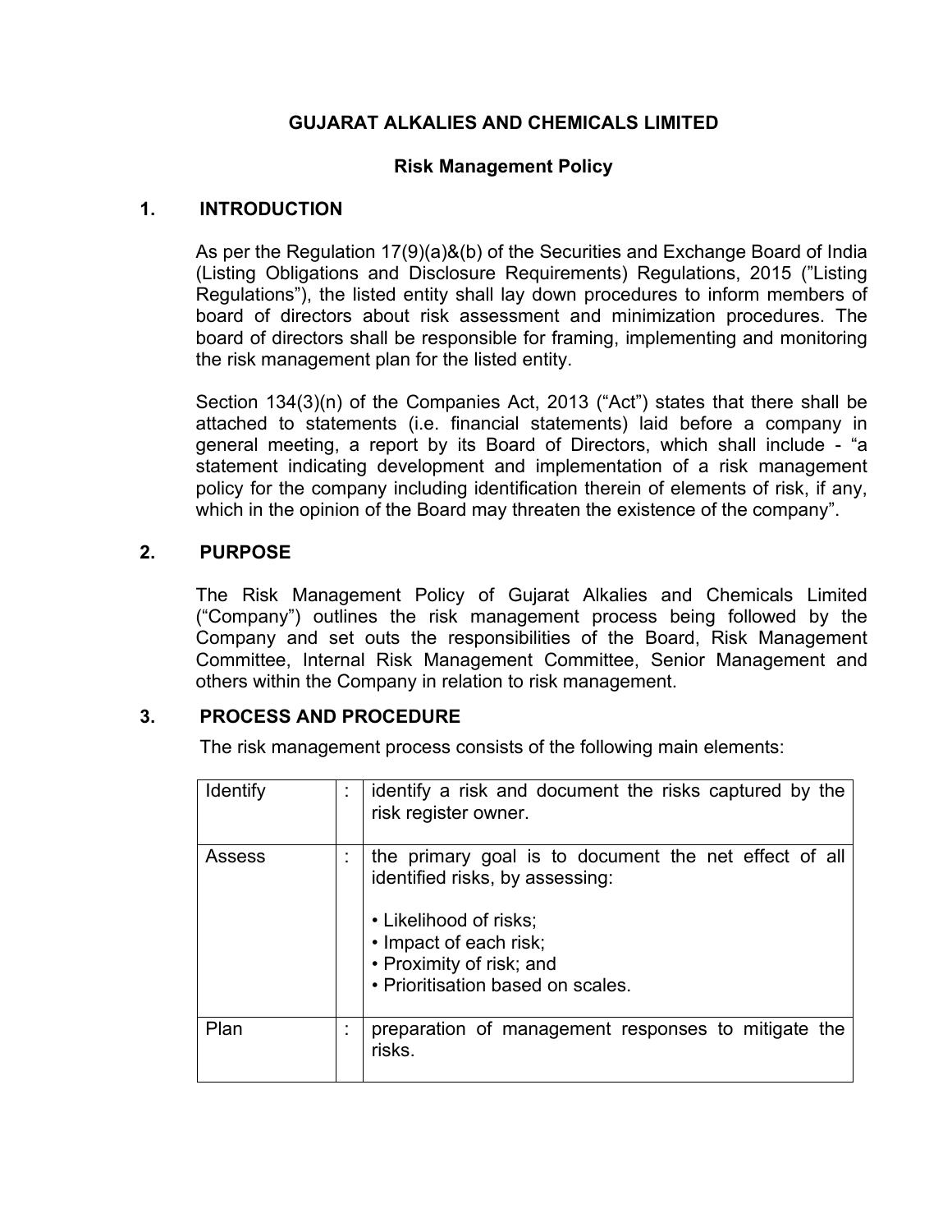**GUJARAT ALKALIES AND CHEMICALS LIMITED**

**Risk Management Policy**

## 1. INTRODUCTION

As per the Regulation 17(9)(a)&(b) of the Securities and Exchange Board of India (Listing Obligations and Disclosure Requirements) Regulations, 2015 ("Listing Regulations"), the listed entity shall lay down procedures to inform members of board of directors about risk assessment and minimization procedures. The board of directors shall be responsible for framing, implementing and monitoring the risk management plan for the listed entity.

Section 134(3)(n) of the Companies Act, 2013 ("Act") states that there shall be attached to statements (i.e. financial statements) laid before a company in general meeting, a report by its Board of Directors, which shall include - "a statement indicating development and implementation of a risk management policy for the company including identification therein of elements of risk, if any, which in the opinion of the Board may threaten the existence of the company".

## 2. PURPOSE

The Risk Management Policy of Gujarat Alkalies and Chemicals Limited ("Company") outlines the risk management process being followed by the Company and set outs the responsibilities of the Board, Risk Management Committee, Internal Risk Management Committee, Senior Management and others within the Company in relation to risk management.

## 3. PROCESS AND PROCEDURE

The risk management process consists of the following main elements:

| | | |
|---|---|---|
| Identify | : | identify a risk and document the risks captured by the risk register owner. |
| Assess | : | the primary goal is to document the net effect of all identified risks, by assessing:<br><br>• Likelihood of risks;<br>• Impact of each risk;<br>• Proximity of risk; and<br>• Prioritisation based on scales. |
| Plan | : | preparation of management responses to mitigate the risks. |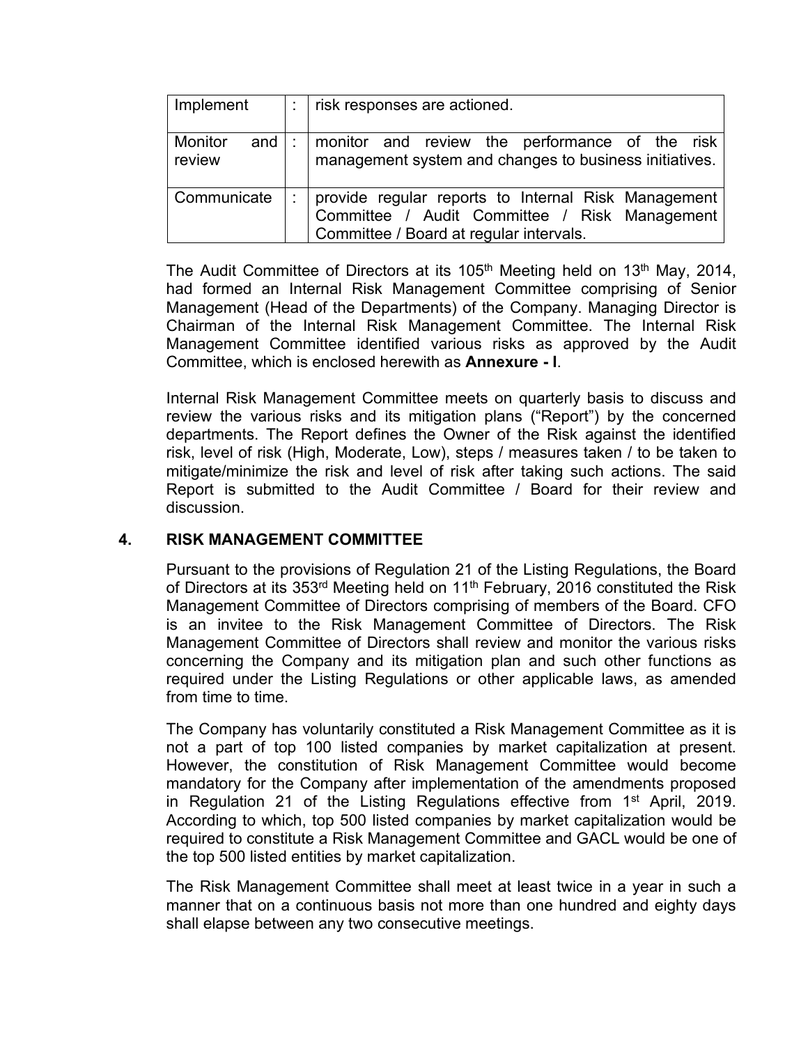| Implement | : | risk responses are actioned. |
|---|---|---|
| Monitor and review | : | monitor and review the performance of the risk management system and changes to business initiatives. |
| Communicate | : | provide regular reports to Internal Risk Management Committee / Audit Committee / Risk Management Committee / Board at regular intervals. |

The Audit Committee of Directors at its 105th Meeting held on 13th May, 2014, had formed an Internal Risk Management Committee comprising of Senior Management (Head of the Departments) of the Company. Managing Director is Chairman of the Internal Risk Management Committee. The Internal Risk Management Committee identified various risks as approved by the Audit Committee, which is enclosed herewith as **Annexure - I**.

Internal Risk Management Committee meets on quarterly basis to discuss and review the various risks and its mitigation plans ("Report") by the concerned departments. The Report defines the Owner of the Risk against the identified risk, level of risk (High, Moderate, Low), steps / measures taken / to be taken to mitigate/minimize the risk and level of risk after taking such actions. The said Report is submitted to the Audit Committee / Board for their review and discussion.

## 4. RISK MANAGEMENT COMMITTEE

Pursuant to the provisions of Regulation 21 of the Listing Regulations, the Board of Directors at its 353rd Meeting held on 11th February, 2016 constituted the Risk Management Committee of Directors comprising of members of the Board. CFO is an invitee to the Risk Management Committee of Directors. The Risk Management Committee of Directors shall review and monitor the various risks concerning the Company and its mitigation plan and such other functions as required under the Listing Regulations or other applicable laws, as amended from time to time.

The Company has voluntarily constituted a Risk Management Committee as it is not a part of top 100 listed companies by market capitalization at present. However, the constitution of Risk Management Committee would become mandatory for the Company after implementation of the amendments proposed in Regulation 21 of the Listing Regulations effective from 1st April, 2019. According to which, top 500 listed companies by market capitalization would be required to constitute a Risk Management Committee and GACL would be one of the top 500 listed entities by market capitalization.

The Risk Management Committee shall meet at least twice in a year in such a manner that on a continuous basis not more than one hundred and eighty days shall elapse between any two consecutive meetings.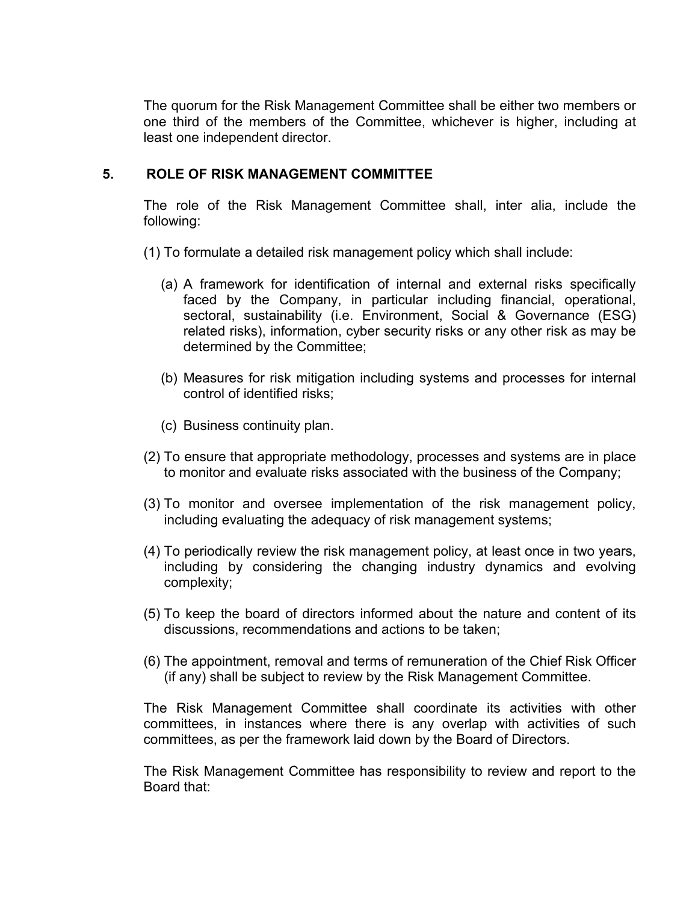The quorum for the Risk Management Committee shall be either two members or one third of the members of the Committee, whichever is higher, including at least one independent director.

## 5. ROLE OF RISK MANAGEMENT COMMITTEE

The role of the Risk Management Committee shall, inter alia, include the following:

(1) To formulate a detailed risk management policy which shall include:

   (a) A framework for identification of internal and external risks specifically faced by the Company, in particular including financial, operational, sectoral, sustainability (i.e. Environment, Social & Governance (ESG) related risks), information, cyber security risks or any other risk as may be determined by the Committee;

   (b) Measures for risk mitigation including systems and processes for internal control of identified risks;

   (c) Business continuity plan.

(2) To ensure that appropriate methodology, processes and systems are in place to monitor and evaluate risks associated with the business of the Company;

(3) To monitor and oversee implementation of the risk management policy, including evaluating the adequacy of risk management systems;

(4) To periodically review the risk management policy, at least once in two years, including by considering the changing industry dynamics and evolving complexity;

(5) To keep the board of directors informed about the nature and content of its discussions, recommendations and actions to be taken;

(6) The appointment, removal and terms of remuneration of the Chief Risk Officer (if any) shall be subject to review by the Risk Management Committee.

The Risk Management Committee shall coordinate its activities with other committees, in instances where there is any overlap with activities of such committees, as per the framework laid down by the Board of Directors.

The Risk Management Committee has responsibility to review and report to the Board that: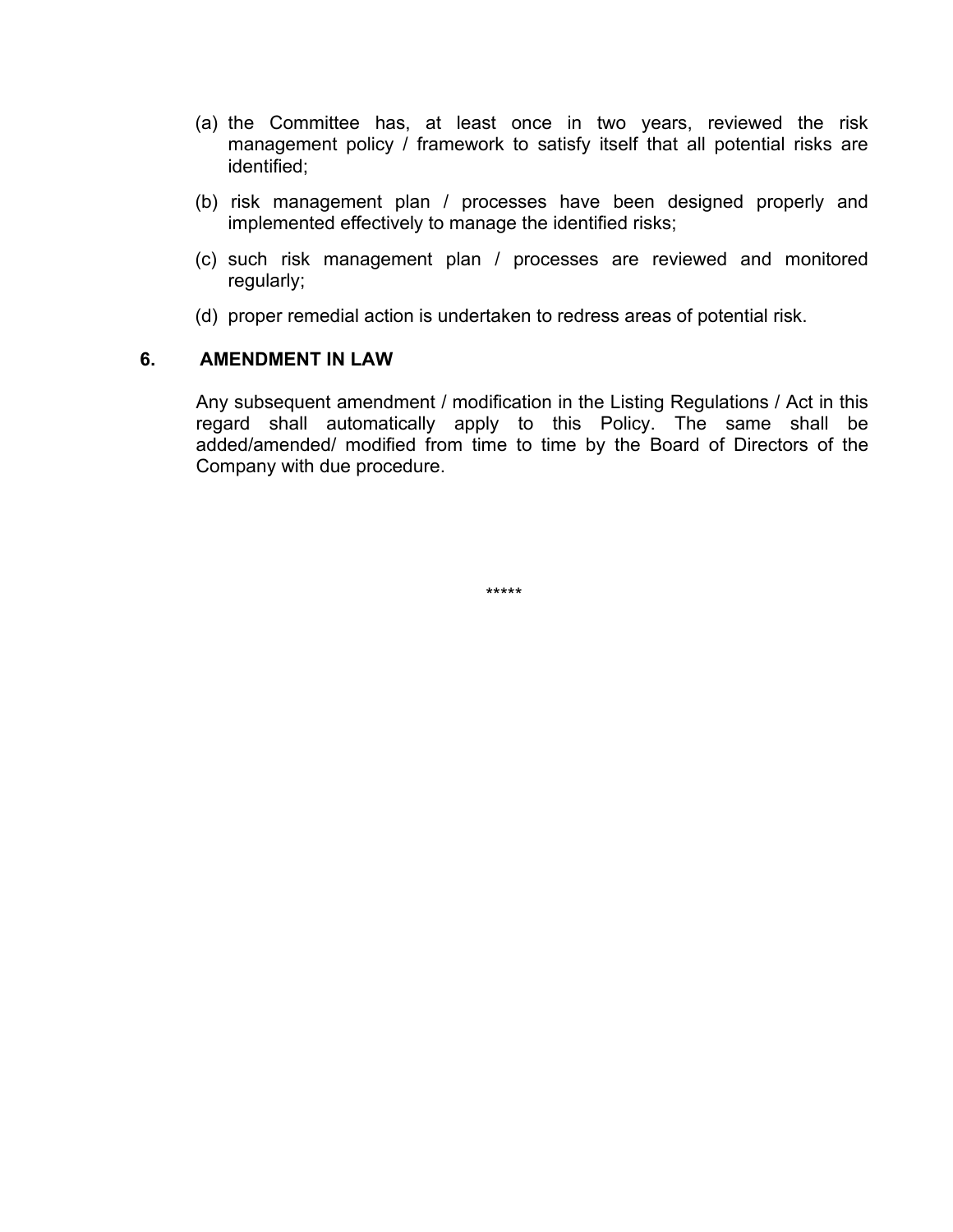(a) the Committee has, at least once in two years, reviewed the risk management policy / framework to satisfy itself that all potential risks are identified;

(b) risk management plan / processes have been designed properly and implemented effectively to manage the identified risks;

(c) such risk management plan / processes are reviewed and monitored regularly;

(d) proper remedial action is undertaken to redress areas of potential risk.

## 6. AMENDMENT IN LAW

Any subsequent amendment / modification in the Listing Regulations / Act in this regard shall automatically apply to this Policy. The same shall be added/amended/ modified from time to time by the Board of Directors of the Company with due procedure.

*****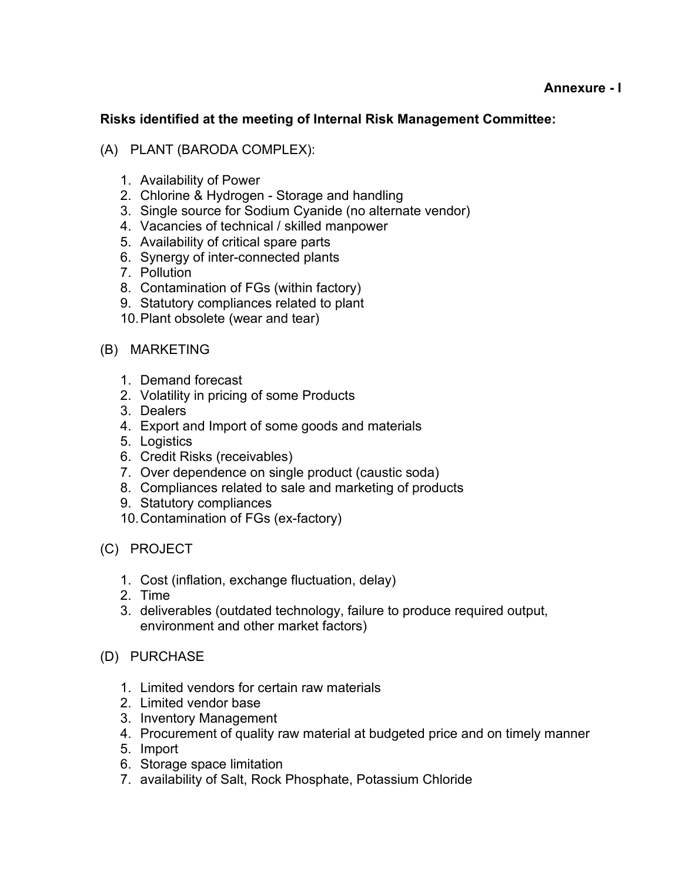**Annexure - I**

**Risks identified at the meeting of Internal Risk Management Committee:**

(A) PLANT (BARODA COMPLEX):

1. Availability of Power
2. Chlorine & Hydrogen - Storage and handling
3. Single source for Sodium Cyanide (no alternate vendor)
4. Vacancies of technical / skilled manpower
5. Availability of critical spare parts
6. Synergy of inter-connected plants
7. Pollution
8. Contamination of FGs (within factory)
9. Statutory compliances related to plant
10. Plant obsolete (wear and tear)

(B) MARKETING

1. Demand forecast
2. Volatility in pricing of some Products
3. Dealers
4. Export and Import of some goods and materials
5. Logistics
6. Credit Risks (receivables)
7. Over dependence on single product (caustic soda)
8. Compliances related to sale and marketing of products
9. Statutory compliances
10. Contamination of FGs (ex-factory)

(C) PROJECT

1. Cost (inflation, exchange fluctuation, delay)
2. Time
3. deliverables (outdated technology, failure to produce required output, environment and other market factors)

(D) PURCHASE

1. Limited vendors for certain raw materials
2. Limited vendor base
3. Inventory Management
4. Procurement of quality raw material at budgeted price and on timely manner
5. Import
6. Storage space limitation
7. availability of Salt, Rock Phosphate, Potassium Chloride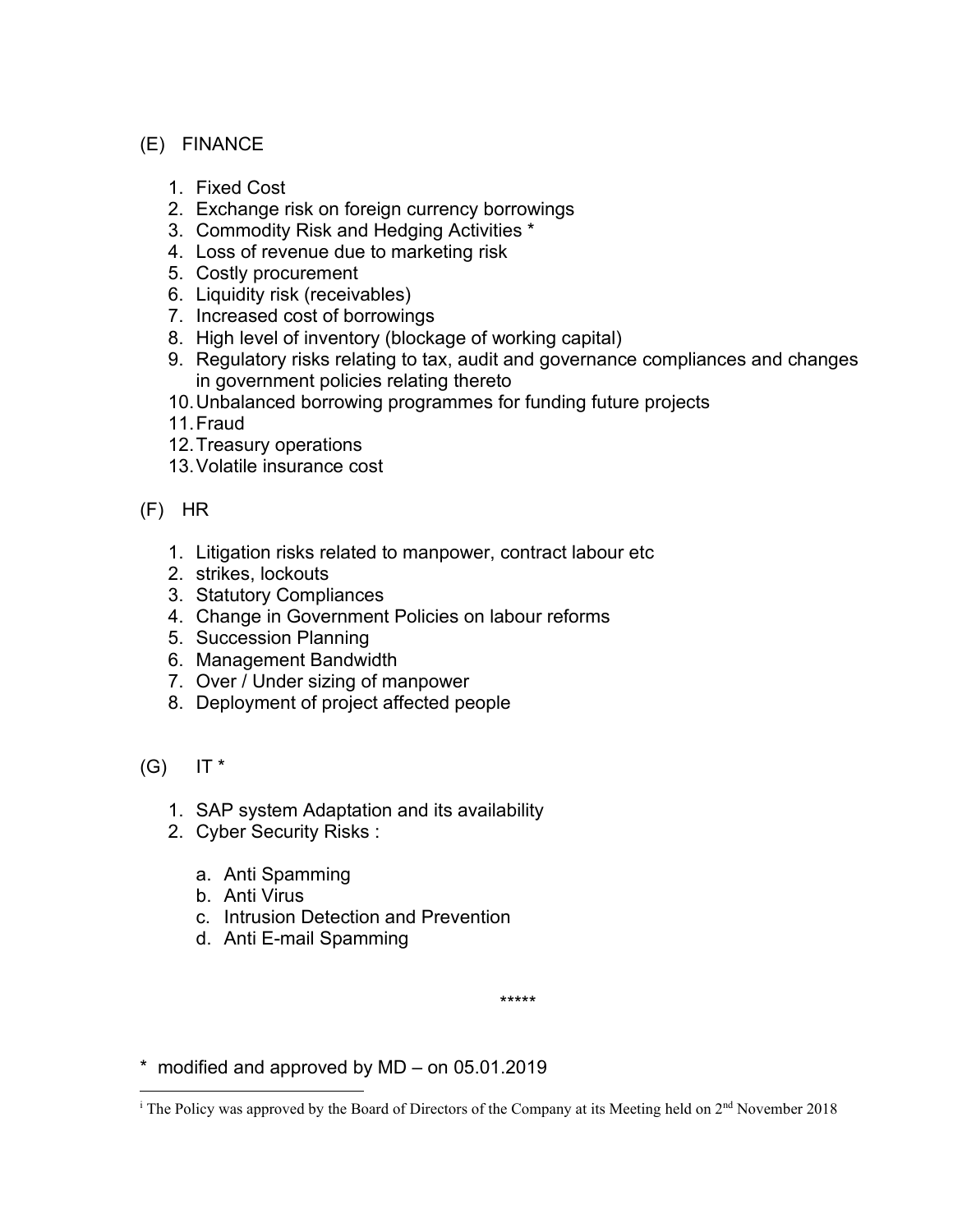(E) FINANCE

1. Fixed Cost
2. Exchange risk on foreign currency borrowings
3. Commodity Risk and Hedging Activities *
4. Loss of revenue due to marketing risk
5. Costly procurement
6. Liquidity risk (receivables)
7. Increased cost of borrowings
8. High level of inventory (blockage of working capital)
9. Regulatory risks relating to tax, audit and governance compliances and changes in government policies relating thereto
10. Unbalanced borrowing programmes for funding future projects
11. Fraud
12. Treasury operations
13. Volatile insurance cost

(F) HR

1. Litigation risks related to manpower, contract labour etc
2. strikes, lockouts
3. Statutory Compliances
4. Change in Government Policies on labour reforms
5. Succession Planning
6. Management Bandwidth
7. Over / Under sizing of manpower
8. Deployment of project affected people

(G) IT *

1. SAP system Adaptation and its availability
2. Cyber Security Risks :

    a. Anti Spamming
    b. Anti Virus
    c. Intrusion Detection and Prevention
    d. Anti E-mail Spamming

*****

* modified and approved by MD – on 05.01.2019

[i] The Policy was approved by the Board of Directors of the Company at its Meeting held on 2nd November 2018